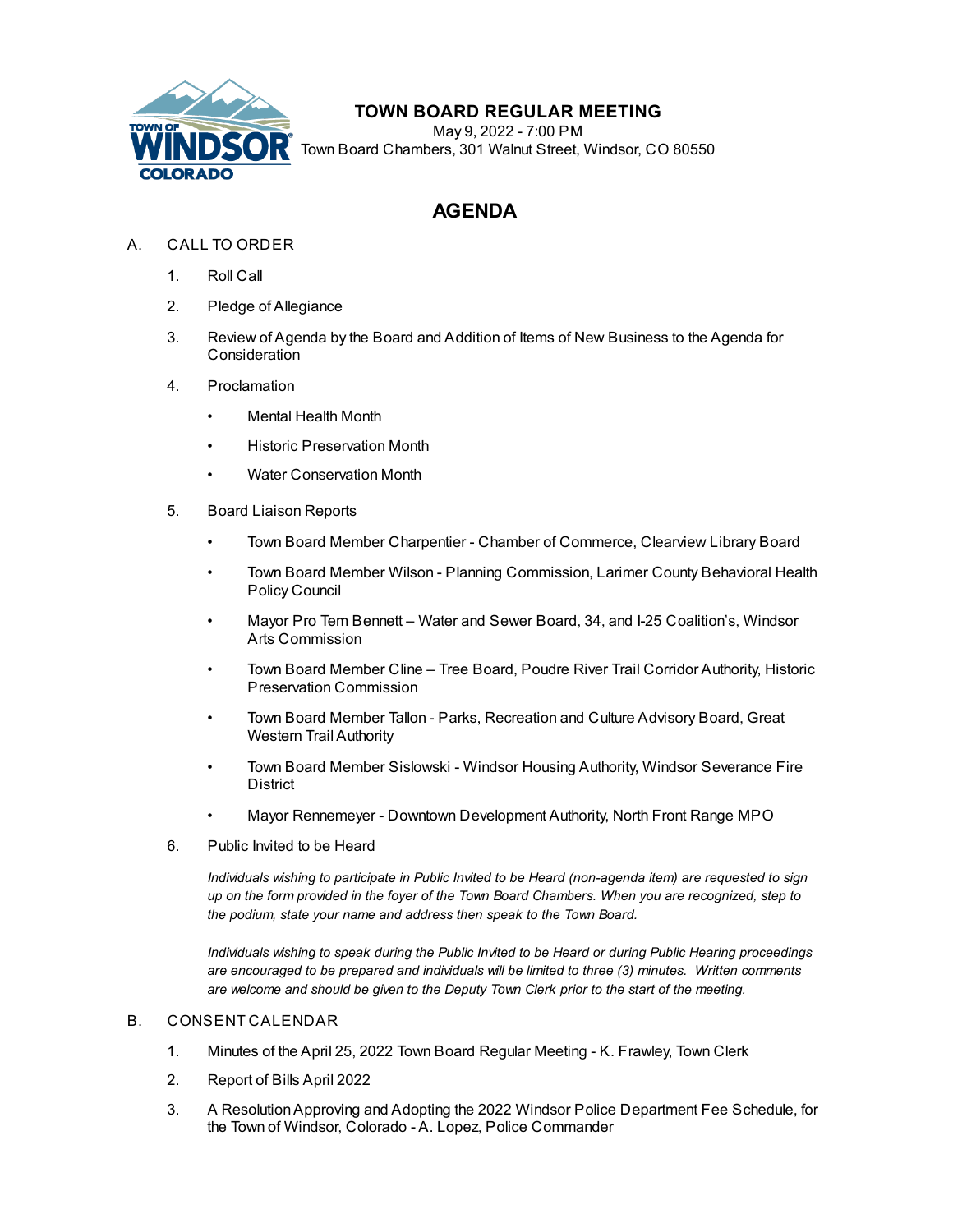# TOWN BOARD REGULAR MEETING

May 9, 2022 - 7:00 PM

Town Board Chambers, 301 Walnut Street, Windsor, CO 80550

## AGENDA

A. CALL TO ORDER

1. Roll Call
2. Pledge of Allegiance
3. Review of Agenda by the Board and Addition of Items of New Business to the Agenda for Consideration
4. Proclamation
   - Mental Health Month
   - Historic Preservation Month
   - Water Conservation Month
5. Board Liaison Reports
   - Town Board Member Charpentier - Chamber of Commerce, Clearview Library Board
   - Town Board Member Wilson - Planning Commission, Larimer County Behavioral Health Policy Council
   - Mayor Pro Tem Bennett – Water and Sewer Board, 34, and I-25 Coalition's, Windsor Arts Commission
   - Town Board Member Cline – Tree Board, Poudre River Trail Corridor Authority, Historic Preservation Commission
   - Town Board Member Tallon - Parks, Recreation and Culture Advisory Board, Great Western Trail Authority
   - Town Board Member Sislowski - Windsor Housing Authority, Windsor Severance Fire District
   - Mayor Rennemeyer - Downtown Development Authority, North Front Range MPO
6. Public Invited to be Heard

   *Individuals wishing to participate in Public Invited to be Heard (non-agenda item) are requested to sign up on the form provided in the foyer of the Town Board Chambers. When you are recognized, step to the podium, state your name and address then speak to the Town Board.*

   *Individuals wishing to speak during the Public Invited to be Heard or during Public Hearing proceedings are encouraged to be prepared and individuals will be limited to three (3) minutes. Written comments are welcome and should be given to the Deputy Town Clerk prior to the start of the meeting.*

B. CONSENT CALENDAR

1. Minutes of the April 25, 2022 Town Board Regular Meeting - K. Frawley, Town Clerk
2. Report of Bills April 2022
3. A Resolution Approving and Adopting the 2022 Windsor Police Department Fee Schedule, for the Town of Windsor, Colorado - A. Lopez, Police Commander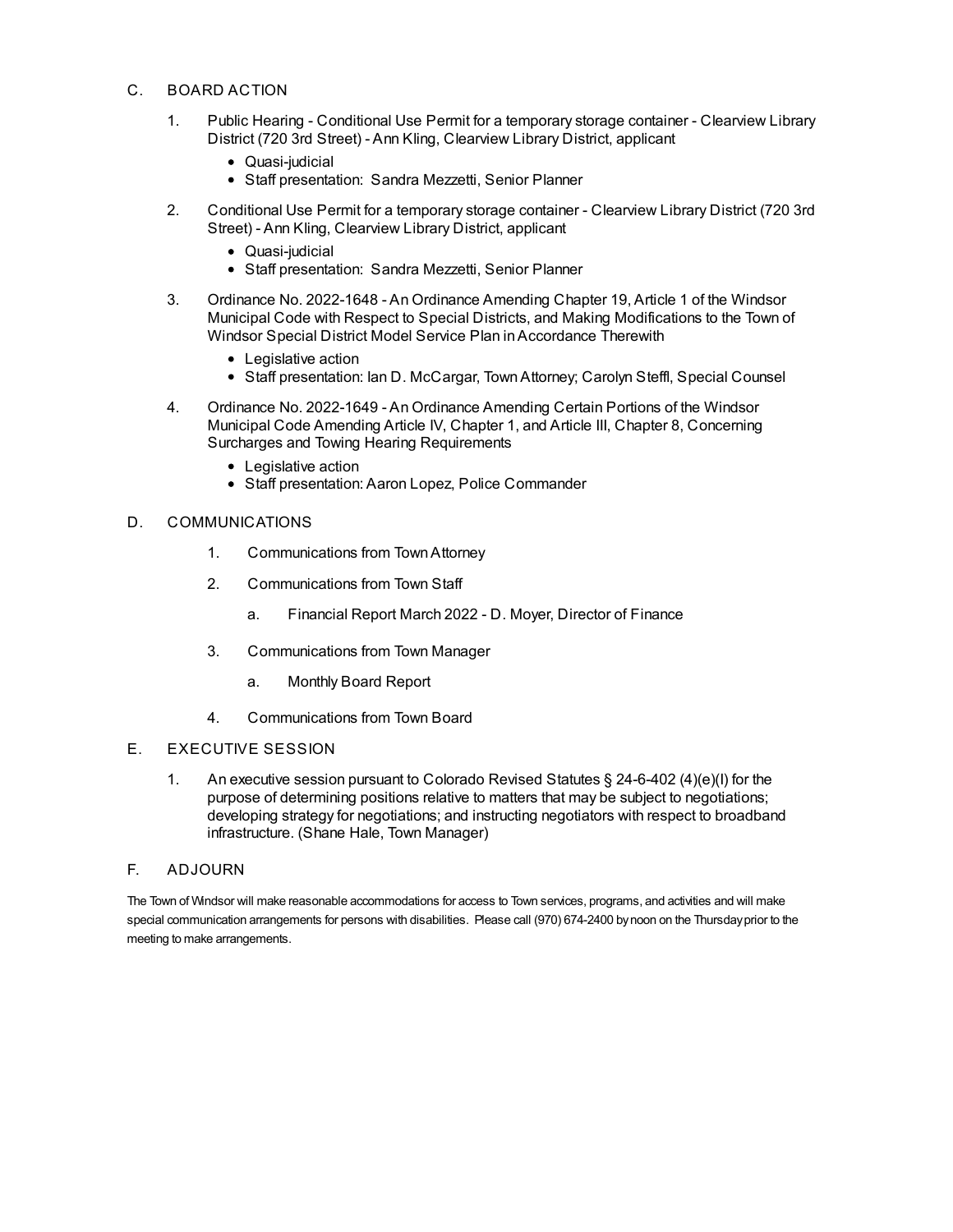## C. BOARD ACTION

1. Public Hearing - Conditional Use Permit for a temporary storage container - Clearview Library District (720 3rd Street) - Ann Kling, Clearview Library District, applicant
   - Quasi-judicial
   - Staff presentation: Sandra Mezzetti, Senior Planner

2. Conditional Use Permit for a temporary storage container - Clearview Library District (720 3rd Street) - Ann Kling, Clearview Library District, applicant
   - Quasi-judicial
   - Staff presentation: Sandra Mezzetti, Senior Planner

3. Ordinance No. 2022-1648 - An Ordinance Amending Chapter 19, Article 1 of the Windsor Municipal Code with Respect to Special Districts, and Making Modifications to the Town of Windsor Special District Model Service Plan in Accordance Therewith
   - Legislative action
   - Staff presentation: Ian D. McCargar, Town Attorney; Carolyn Steffl, Special Counsel

4. Ordinance No. 2022-1649 - An Ordinance Amending Certain Portions of the Windsor Municipal Code Amending Article IV, Chapter 1, and Article III, Chapter 8, Concerning Surcharges and Towing Hearing Requirements
   - Legislative action
   - Staff presentation: Aaron Lopez, Police Commander

## D. COMMUNICATIONS

1. Communications from Town Attorney
2. Communications from Town Staff
   a. Financial Report March 2022 - D. Moyer, Director of Finance
3. Communications from Town Manager
   a. Monthly Board Report
4. Communications from Town Board

## E. EXECUTIVE SESSION

1. An executive session pursuant to Colorado Revised Statutes § 24-6-402 (4)(e)(I) for the purpose of determining positions relative to matters that may be subject to negotiations; developing strategy for negotiations; and instructing negotiators with respect to broadband infrastructure. (Shane Hale, Town Manager)

## F. ADJOURN

The Town of Windsor will make reasonable accommodations for access to Town services, programs, and activities and will make special communication arrangements for persons with disabilities. Please call (970) 674-2400 by noon on the Thursday prior to the meeting to make arrangements.